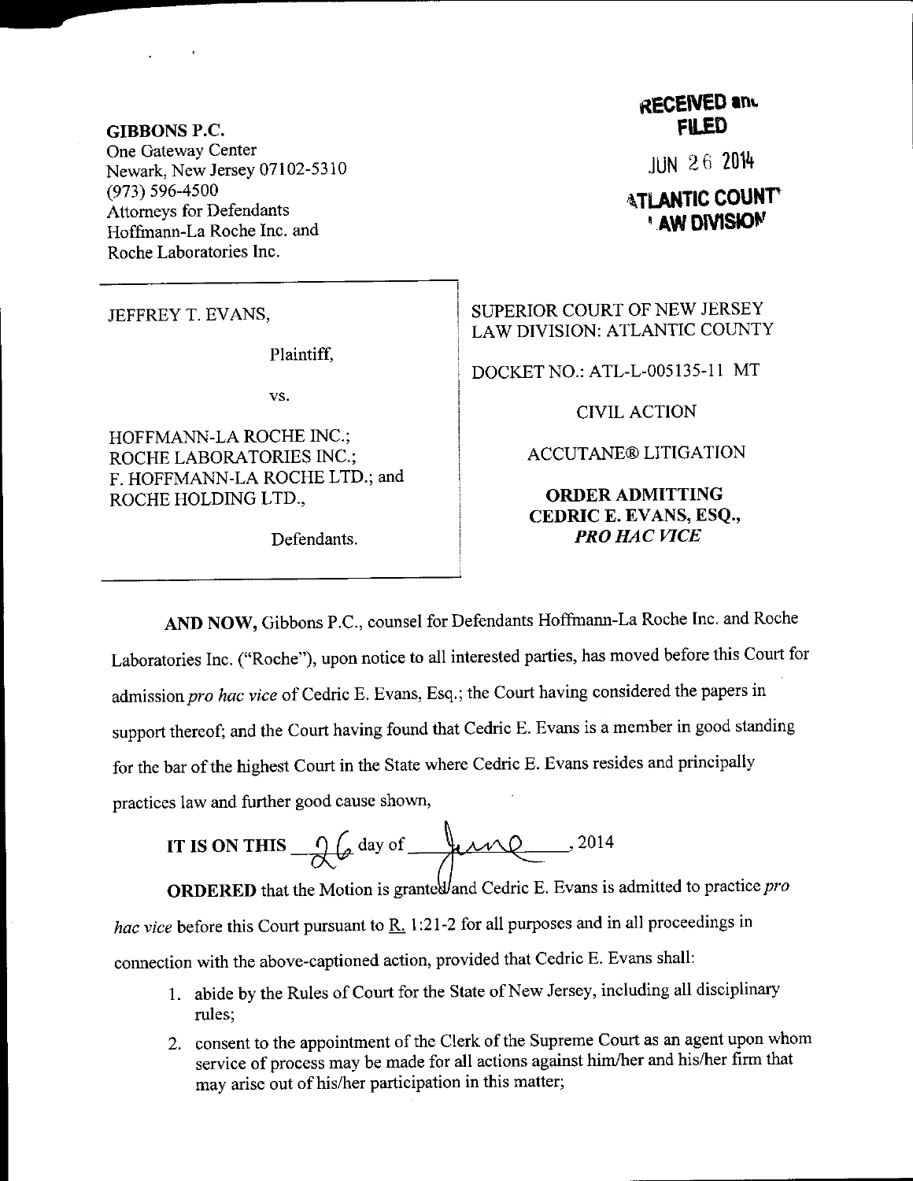**GIBBONS P.C.**
One Gateway Center
Newark, New Jersey 07102-5310
(973) 596-4500
Attorneys for Defendants
Hoffmann-La Roche Inc. and
Roche Laboratories Inc.

**RECEIVED and FILED**

JUN 26 2014

**ATLANTIC COUNTY LAW DIVISION**

| | |
|---|---|
| JEFFREY T. EVANS,<br><br>Plaintiff,<br><br>vs.<br><br>HOFFMANN-LA ROCHE INC.; ROCHE LABORATORIES INC.; F. HOFFMANN-LA ROCHE LTD.; and ROCHE HOLDING LTD.,<br><br>Defendants. | SUPERIOR COURT OF NEW JERSEY LAW DIVISION: ATLANTIC COUNTY<br><br>DOCKET NO.: ATL-L-005135-11 MT<br><br>CIVIL ACTION<br><br>ACCUTANE® LITIGATION<br><br>**ORDER ADMITTING CEDRIC E. EVANS, ESQ., *PRO HAC VICE*** |

**AND NOW,** Gibbons P.C., counsel for Defendants Hoffmann-La Roche Inc. and Roche Laboratories Inc. ("Roche"), upon notice to all interested parties, has moved before this Court for admission *pro hac vice* of Cedric E. Evans, Esq.; the Court having considered the papers in support thereof; and the Court having found that Cedric E. Evans is a member in good standing for the bar of the highest Court in the State where Cedric E. Evans resides and principally practices law and further good cause shown,

**IT IS ON THIS** 26 day of June, 2014

**ORDERED** that the Motion is granted and Cedric E. Evans is admitted to practice *pro hac vice* before this Court pursuant to R. 1:21-2 for all purposes and in all proceedings in connection with the above-captioned action, provided that Cedric E. Evans shall:

1. abide by the Rules of Court for the State of New Jersey, including all disciplinary rules;
2. consent to the appointment of the Clerk of the Supreme Court as an agent upon whom service of process may be made for all actions against him/her and his/her firm that may arise out of his/her participation in this matter;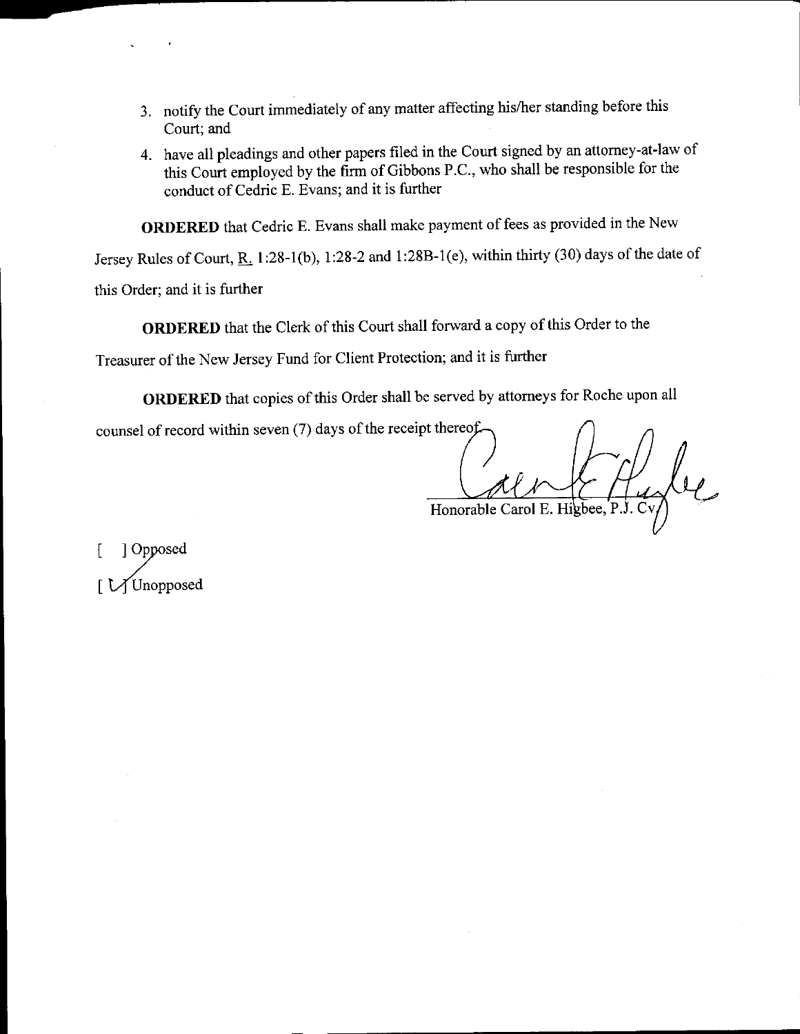3. notify the Court immediately of any matter affecting his/her standing before this Court; and
4. have all pleadings and other papers filed in the Court signed by an attorney-at-law of this Court employed by the firm of Gibbons P.C., who shall be responsible for the conduct of Cedric E. Evans; and it is further

**ORDERED** that Cedric E. Evans shall make payment of fees as provided in the New Jersey Rules of Court, R. 1:28-1(b), 1:28-2 and 1:28B-1(e), within thirty (30) days of the date of this Order; and it is further

**ORDERED** that the Clerk of this Court shall forward a copy of this Order to the Treasurer of the New Jersey Fund for Client Protection; and it is further

**ORDERED** that copies of this Order shall be served by attorneys for Roche upon all counsel of record within seven (7) days of the receipt thereof.

Honorable Carol E. Higbee, P.J. Cv.

[ ] Opposed
[ ✓ ] Unopposed